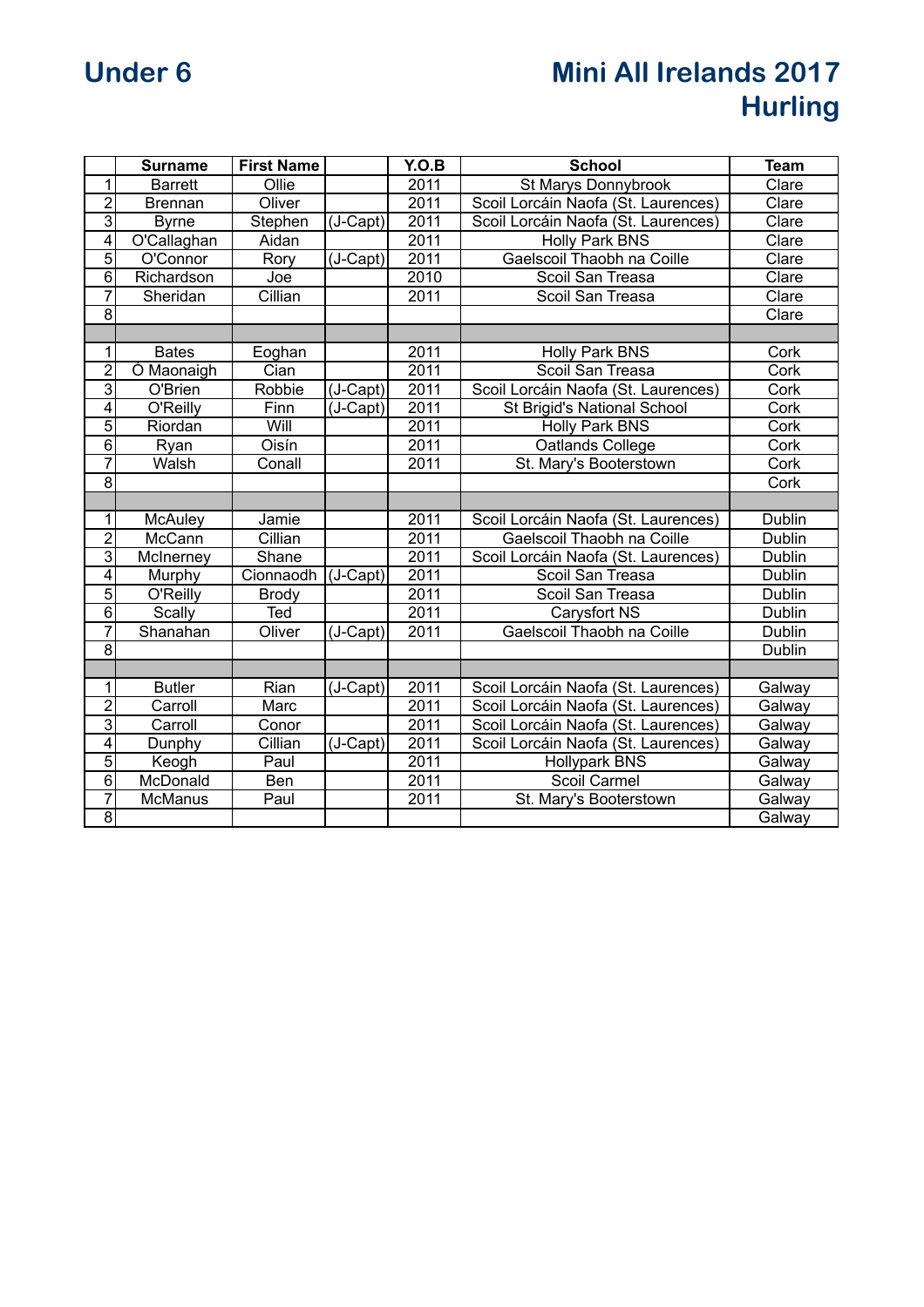# Under 6

# Mini All Irelands 2017
# Hurling

| | Surname | First Name | | Y.O.B | School | Team |
|---|---|---|---|---|---|---|
| 1 | Barrett | Ollie | | 2011 | St Marys Donnybrook | Clare |
| 2 | Brennan | Oliver | | 2011 | Scoil Lorcáin Naofa (St. Laurences) | Clare |
| 3 | Byrne | Stephen | (J-Capt) | 2011 | Scoil Lorcáin Naofa (St. Laurences) | Clare |
| 4 | O'Callaghan | Aidan | | 2011 | Holly Park BNS | Clare |
| 5 | O'Connor | Rory | (J-Capt) | 2011 | Gaelscoil Thaobh na Coille | Clare |
| 6 | Richardson | Joe | | 2010 | Scoil San Treasa | Clare |
| 7 | Sheridan | Cillian | | 2011 | Scoil San Treasa | Clare |
| 8 | | | | | | Clare |
| | | | | | | |
| 1 | Bates | Eoghan | | 2011 | Holly Park BNS | Cork |
| 2 | Ó Maonaigh | Cian | | 2011 | Scoil San Treasa | Cork |
| 3 | O'Brien | Robbie | (J-Capt) | 2011 | Scoil Lorcáin Naofa (St. Laurences) | Cork |
| 4 | O'Reilly | Finn | (J-Capt) | 2011 | St Brigid's National School | Cork |
| 5 | Riordan | Will | | 2011 | Holly Park BNS | Cork |
| 6 | Ryan | Oisín | | 2011 | Oatlands College | Cork |
| 7 | Walsh | Conall | | 2011 | St. Mary's Booterstown | Cork |
| 8 | | | | | | Cork |
| | | | | | | |
| 1 | McAuley | Jamie | | 2011 | Scoil Lorcáin Naofa (St. Laurences) | Dublin |
| 2 | McCann | Cillian | | 2011 | Gaelscoil Thaobh na Coille | Dublin |
| 3 | McInerney | Shane | | 2011 | Scoil Lorcáin Naofa (St. Laurences) | Dublin |
| 4 | Murphy | Cionnaodh | (J-Capt) | 2011 | Scoil San Treasa | Dublin |
| 5 | O'Reilly | Brody | | 2011 | Scoil San Treasa | Dublin |
| 6 | Scally | Ted | | 2011 | Carysfort NS | Dublin |
| 7 | Shanahan | Oliver | (J-Capt) | 2011 | Gaelscoil Thaobh na Coille | Dublin |
| 8 | | | | | | Dublin |
| | | | | | | |
| 1 | Butler | Rian | (J-Capt) | 2011 | Scoil Lorcáin Naofa (St. Laurences) | Galway |
| 2 | Carroll | Marc | | 2011 | Scoil Lorcáin Naofa (St. Laurences) | Galway |
| 3 | Carroll | Conor | | 2011 | Scoil Lorcáin Naofa (St. Laurences) | Galway |
| 4 | Dunphy | Cillian | (J-Capt) | 2011 | Scoil Lorcáin Naofa (St. Laurences) | Galway |
| 5 | Keogh | Paul | | 2011 | Hollypark BNS | Galway |
| 6 | McDonald | Ben | | 2011 | Scoil Carmel | Galway |
| 7 | McManus | Paul | | 2011 | St. Mary's Booterstown | Galway |
| 8 | | | | | | Galway |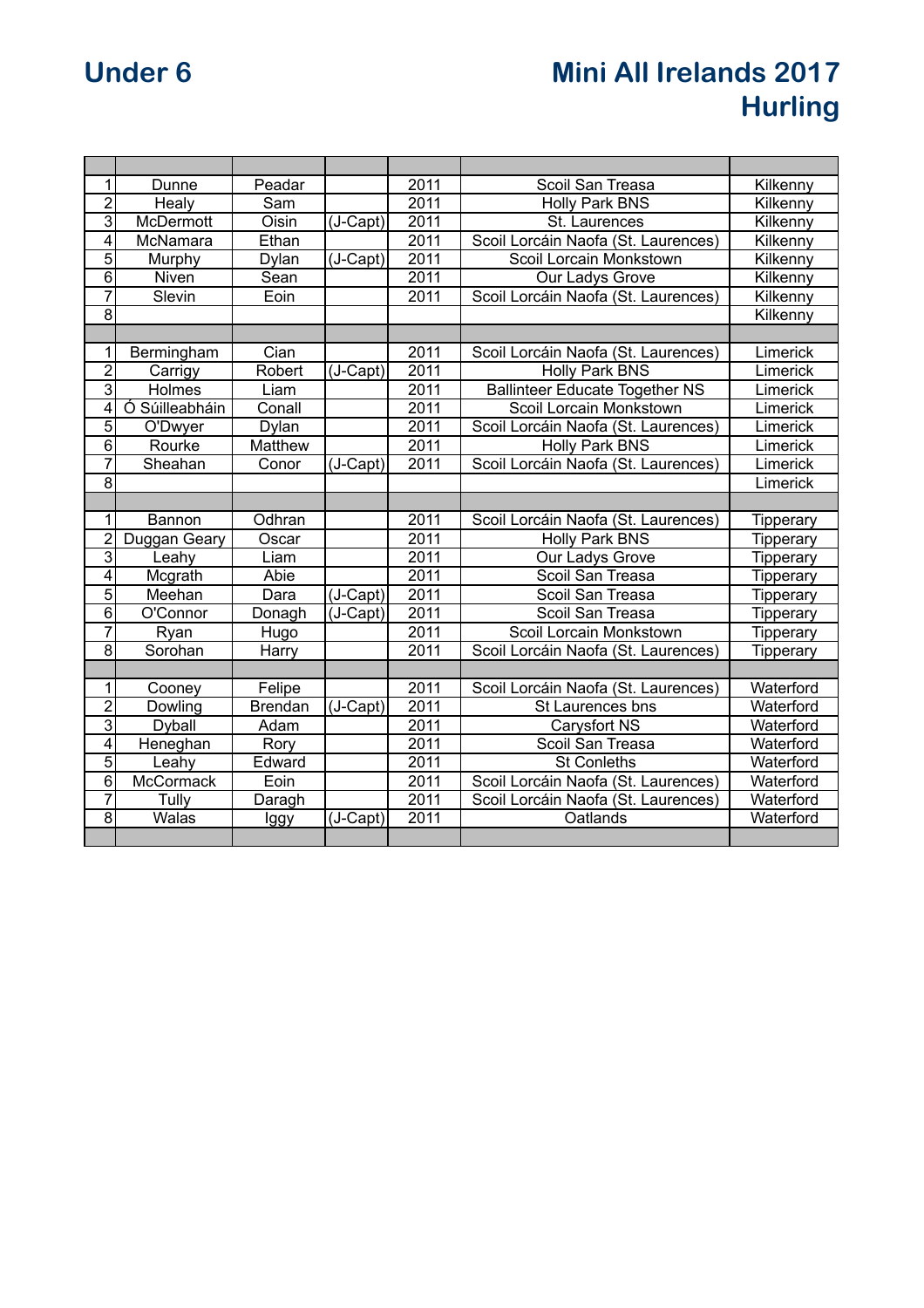# Under 6

# Mini All Irelands 2017
## Hurling

| | | | | | | |
|---|---|---|---|---|---|---|
| | | | | | | |
| 1 | Dunne | Peadar | | 2011 | Scoil San Treasa | Kilkenny |
| 2 | Healy | Sam | | 2011 | Holly Park BNS | Kilkenny |
| 3 | McDermott | Oisin | (J-Capt) | 2011 | St. Laurences | Kilkenny |
| 4 | McNamara | Ethan | | 2011 | Scoil Lorcáin Naofa (St. Laurences) | Kilkenny |
| 5 | Murphy | Dylan | (J-Capt) | 2011 | Scoil Lorcain Monkstown | Kilkenny |
| 6 | Niven | Sean | | 2011 | Our Ladys Grove | Kilkenny |
| 7 | Slevin | Eoin | | 2011 | Scoil Lorcáin Naofa (St. Laurences) | Kilkenny |
| 8 | | | | | | Kilkenny |
| | | | | | | |
| 1 | Bermingham | Cian | | 2011 | Scoil Lorcáin Naofa (St. Laurences) | Limerick |
| 2 | Carrigy | Robert | (J-Capt) | 2011 | Holly Park BNS | Limerick |
| 3 | Holmes | Liam | | 2011 | Ballinteer Educate Together NS | Limerick |
| 4 | Ó Súilleabháin | Conall | | 2011 | Scoil Lorcain Monkstown | Limerick |
| 5 | O'Dwyer | Dylan | | 2011 | Scoil Lorcáin Naofa (St. Laurences) | Limerick |
| 6 | Rourke | Matthew | | 2011 | Holly Park BNS | Limerick |
| 7 | Sheahan | Conor | (J-Capt) | 2011 | Scoil Lorcáin Naofa (St. Laurences) | Limerick |
| 8 | | | | | | Limerick |
| | | | | | | |
| 1 | Bannon | Odhran | | 2011 | Scoil Lorcáin Naofa (St. Laurences) | Tipperary |
| 2 | Duggan Geary | Oscar | | 2011 | Holly Park BNS | Tipperary |
| 3 | Leahy | Liam | | 2011 | Our Ladys Grove | Tipperary |
| 4 | Mcgrath | Abie | | 2011 | Scoil San Treasa | Tipperary |
| 5 | Meehan | Dara | (J-Capt) | 2011 | Scoil San Treasa | Tipperary |
| 6 | O'Connor | Donagh | (J-Capt) | 2011 | Scoil San Treasa | Tipperary |
| 7 | Ryan | Hugo | | 2011 | Scoil Lorcain Monkstown | Tipperary |
| 8 | Sorohan | Harry | | 2011 | Scoil Lorcáin Naofa (St. Laurences) | Tipperary |
| | | | | | | |
| 1 | Cooney | Felipe | | 2011 | Scoil Lorcáin Naofa (St. Laurences) | Waterford |
| 2 | Dowling | Brendan | (J-Capt) | 2011 | St Laurences bns | Waterford |
| 3 | Dyball | Adam | | 2011 | Carysfort NS | Waterford |
| 4 | Heneghan | Rory | | 2011 | Scoil San Treasa | Waterford |
| 5 | Leahy | Edward | | 2011 | St Conleths | Waterford |
| 6 | McCormack | Eoin | | 2011 | Scoil Lorcáin Naofa (St. Laurences) | Waterford |
| 7 | Tully | Daragh | | 2011 | Scoil Lorcáin Naofa (St. Laurences) | Waterford |
| 8 | Walas | Iggy | (J-Capt) | 2011 | Oatlands | Waterford |
| | | | | | | |